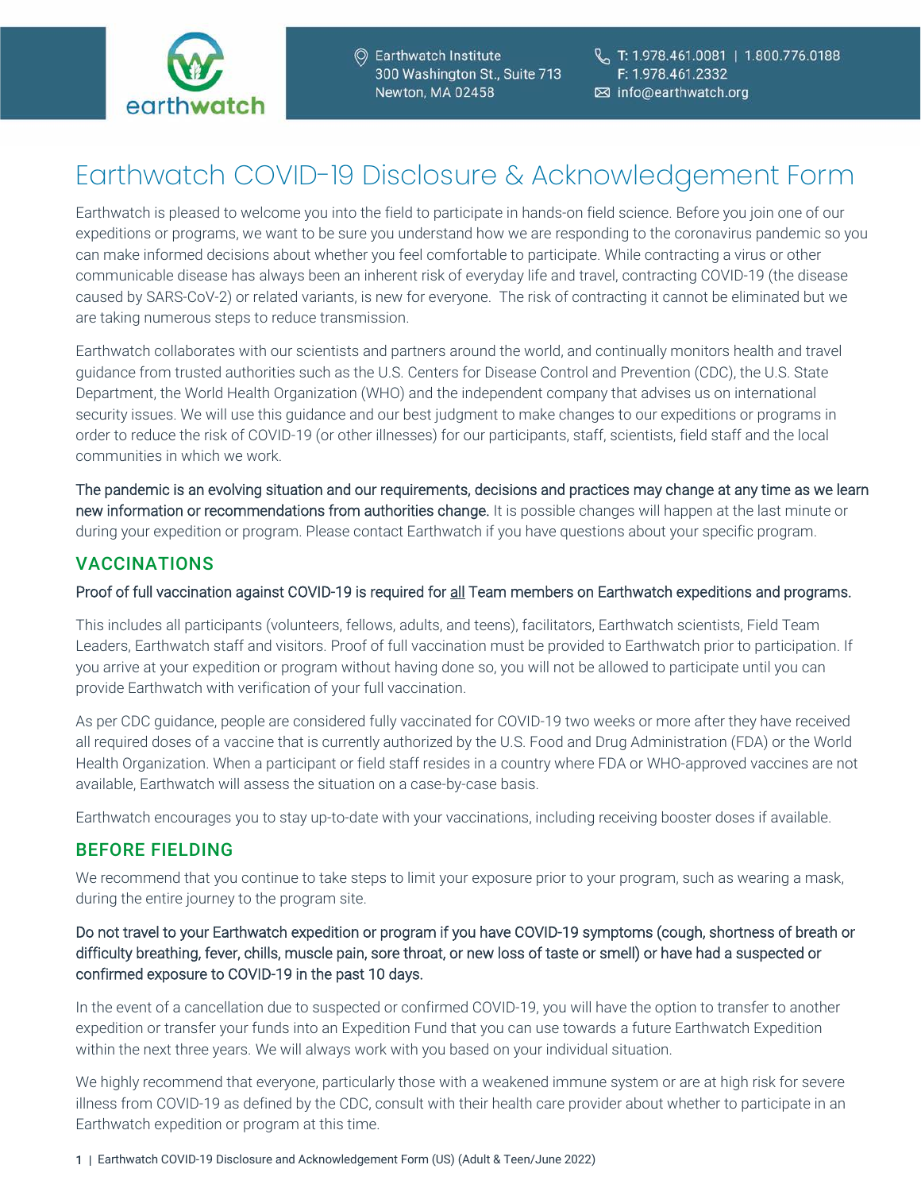Earthwatch Institute
300 Washington St., Suite 713
Newton, MA 02458

T: 1.978.461.0081 | 1.800.776.0188
F: 1.978.461.2332
info@earthwatch.org

# Earthwatch COVID-19 Disclosure & Acknowledgement Form

Earthwatch is pleased to welcome you into the field to participate in hands-on field science. Before you join one of our expeditions or programs, we want to be sure you understand how we are responding to the coronavirus pandemic so you can make informed decisions about whether you feel comfortable to participate. While contracting a virus or other communicable disease has always been an inherent risk of everyday life and travel, contracting COVID-19 (the disease caused by SARS-CoV-2) or related variants, is new for everyone. The risk of contracting it cannot be eliminated but we are taking numerous steps to reduce transmission.

Earthwatch collaborates with our scientists and partners around the world, and continually monitors health and travel guidance from trusted authorities such as the U.S. Centers for Disease Control and Prevention (CDC), the U.S. State Department, the World Health Organization (WHO) and the independent company that advises us on international security issues. We will use this guidance and our best judgment to make changes to our expeditions or programs in order to reduce the risk of COVID-19 (or other illnesses) for our participants, staff, scientists, field staff and the local communities in which we work.

**The pandemic is an evolving situation and our requirements, decisions and practices may change at any time as we learn new information or recommendations from authorities change.** It is possible changes will happen at the last minute or during your expedition or program. Please contact Earthwatch if you have questions about your specific program.

## VACCINATIONS

**Proof of full vaccination against COVID-19 is required for all Team members on Earthwatch expeditions and programs.**

This includes all participants (volunteers, fellows, adults, and teens), facilitators, Earthwatch scientists, Field Team Leaders, Earthwatch staff and visitors. Proof of full vaccination must be provided to Earthwatch prior to participation. If you arrive at your expedition or program without having done so, you will not be allowed to participate until you can provide Earthwatch with verification of your full vaccination.

As per CDC guidance, people are considered fully vaccinated for COVID-19 two weeks or more after they have received all required doses of a vaccine that is currently authorized by the U.S. Food and Drug Administration (FDA) or the World Health Organization. When a participant or field staff resides in a country where FDA or WHO-approved vaccines are not available, Earthwatch will assess the situation on a case-by-case basis.

Earthwatch encourages you to stay up-to-date with your vaccinations, including receiving booster doses if available.

## BEFORE FIELDING

We recommend that you continue to take steps to limit your exposure prior to your program, such as wearing a mask, during the entire journey to the program site.

**Do not travel to your Earthwatch expedition or program if you have COVID-19 symptoms (cough, shortness of breath or difficulty breathing, fever, chills, muscle pain, sore throat, or new loss of taste or smell) or have had a suspected or confirmed exposure to COVID-19 in the past 10 days.**

In the event of a cancellation due to suspected or confirmed COVID-19, you will have the option to transfer to another expedition or transfer your funds into an Expedition Fund that you can use towards a future Earthwatch Expedition within the next three years. We will always work with you based on your individual situation.

We highly recommend that everyone, particularly those with a weakened immune system or are at high risk for severe illness from COVID-19 as defined by the CDC, consult with their health care provider about whether to participate in an Earthwatch expedition or program at this time.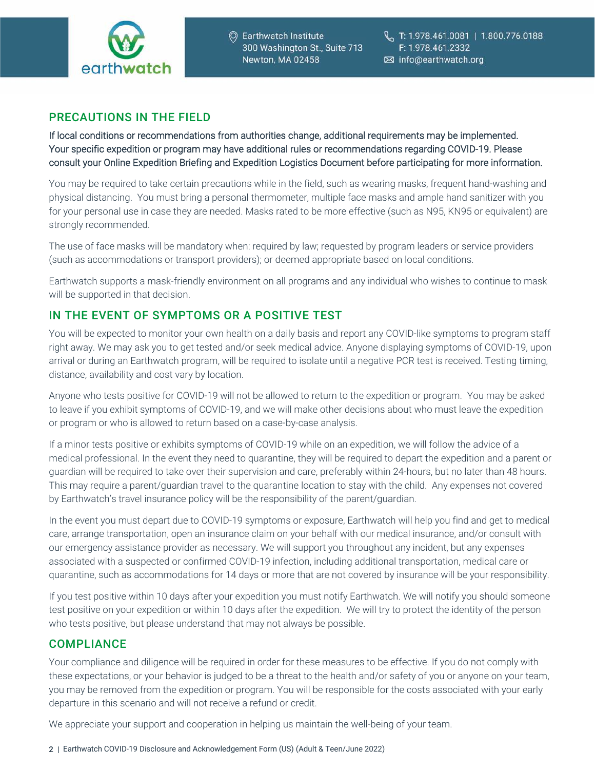## PRECAUTIONS IN THE FIELD

If local conditions or recommendations from authorities change, additional requirements may be implemented. Your specific expedition or program may have additional rules or recommendations regarding COVID-19. Please consult your Online Expedition Briefing and Expedition Logistics Document before participating for more information.

You may be required to take certain precautions while in the field, such as wearing masks, frequent hand-washing and physical distancing. You must bring a personal thermometer, multiple face masks and ample hand sanitizer with you for your personal use in case they are needed. Masks rated to be more effective (such as N95, KN95 or equivalent) are strongly recommended.

The use of face masks will be mandatory when: required by law; requested by program leaders or service providers (such as accommodations or transport providers); or deemed appropriate based on local conditions.

Earthwatch supports a mask-friendly environment on all programs and any individual who wishes to continue to mask will be supported in that decision.

## IN THE EVENT OF SYMPTOMS OR A POSITIVE TEST

You will be expected to monitor your own health on a daily basis and report any COVID-like symptoms to program staff right away. We may ask you to get tested and/or seek medical advice. Anyone displaying symptoms of COVID-19, upon arrival or during an Earthwatch program, will be required to isolate until a negative PCR test is received. Testing timing, distance, availability and cost vary by location.

Anyone who tests positive for COVID-19 will not be allowed to return to the expedition or program. You may be asked to leave if you exhibit symptoms of COVID-19, and we will make other decisions about who must leave the expedition or program or who is allowed to return based on a case-by-case analysis.

If a minor tests positive or exhibits symptoms of COVID-19 while on an expedition, we will follow the advice of a medical professional. In the event they need to quarantine, they will be required to depart the expedition and a parent or guardian will be required to take over their supervision and care, preferably within 24-hours, but no later than 48 hours. This may require a parent/guardian travel to the quarantine location to stay with the child. Any expenses not covered by Earthwatch's travel insurance policy will be the responsibility of the parent/guardian.

In the event you must depart due to COVID-19 symptoms or exposure, Earthwatch will help you find and get to medical care, arrange transportation, open an insurance claim on your behalf with our medical insurance, and/or consult with our emergency assistance provider as necessary. We will support you throughout any incident, but any expenses associated with a suspected or confirmed COVID-19 infection, including additional transportation, medical care or quarantine, such as accommodations for 14 days or more that are not covered by insurance will be your responsibility.

If you test positive within 10 days after your expedition you must notify Earthwatch. We will notify you should someone test positive on your expedition or within 10 days after the expedition. We will try to protect the identity of the person who tests positive, but please understand that may not always be possible.

## COMPLIANCE

Your compliance and diligence will be required in order for these measures to be effective. If you do not comply with these expectations, or your behavior is judged to be a threat to the health and/or safety of you or anyone on your team, you may be removed from the expedition or program. You will be responsible for the costs associated with your early departure in this scenario and will not receive a refund or credit.

We appreciate your support and cooperation in helping us maintain the well-being of your team.